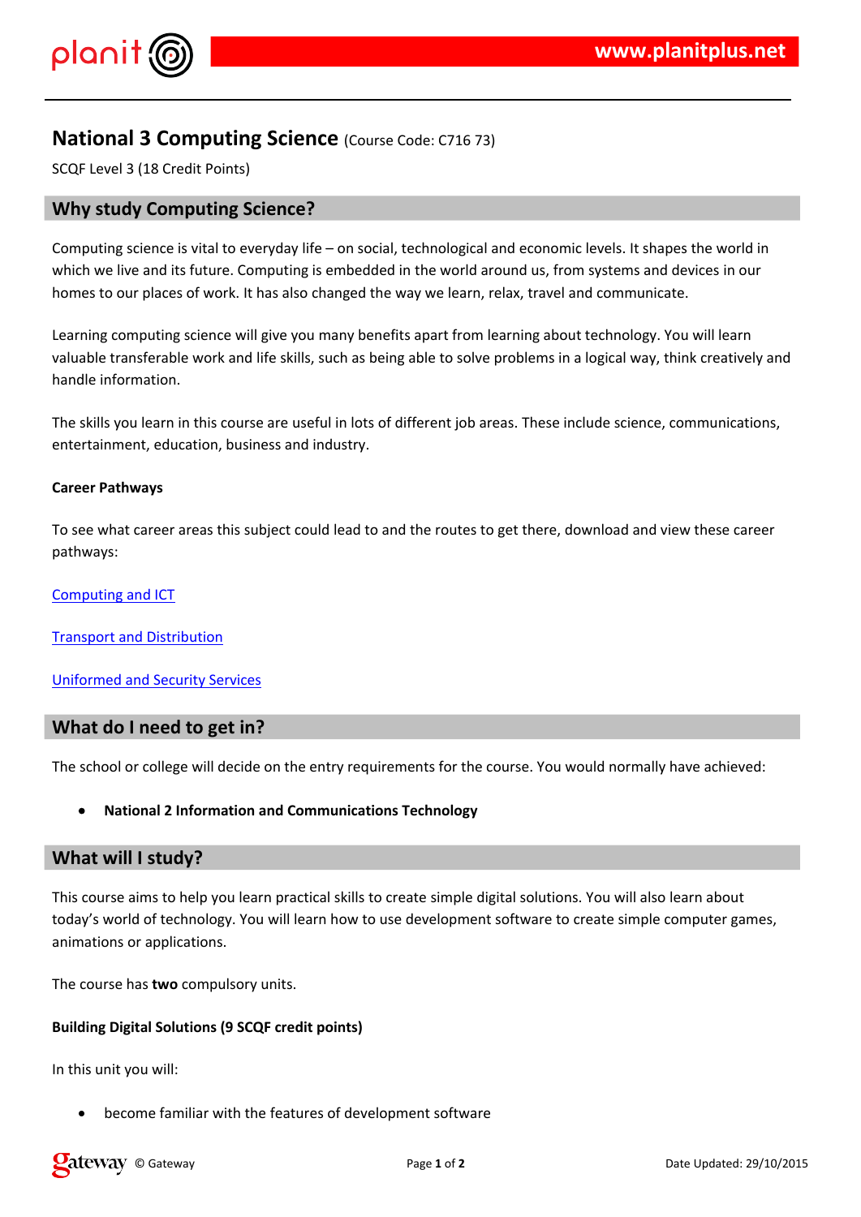# National 3 Computing Science (Course Code: C716 73)

SCQF Level 3 (18 Credit Points)

## Why study Computing Science?

Computing science is vital to everyday life – on social, technological and economic levels. It shapes the world in which we live and its future. Computing is embedded in the world around us, from systems and devices in our homes to our places of work. It has also changed the way we learn, relax, travel and communicate.

Learning computing science will give you many benefits apart from learning about technology. You will learn valuable transferable work and life skills, such as being able to solve problems in a logical way, think creatively and handle information.

The skills you learn in this course are useful in lots of different job areas. These include science, communications, entertainment, education, business and industry.

**Career Pathways**

To see what career areas this subject could lead to and the routes to get there, download and view these career pathways:

Computing and ICT

Transport and Distribution

Uniformed and Security Services

## What do I need to get in?

The school or college will decide on the entry requirements for the course. You would normally have achieved:

- **National 2 Information and Communications Technology**

## What will I study?

This course aims to help you learn practical skills to create simple digital solutions. You will also learn about today's world of technology. You will learn how to use development software to create simple computer games, animations or applications.

The course has **two** compulsory units.

**Building Digital Solutions (9 SCQF credit points)**

In this unit you will:

- become familiar with the features of development software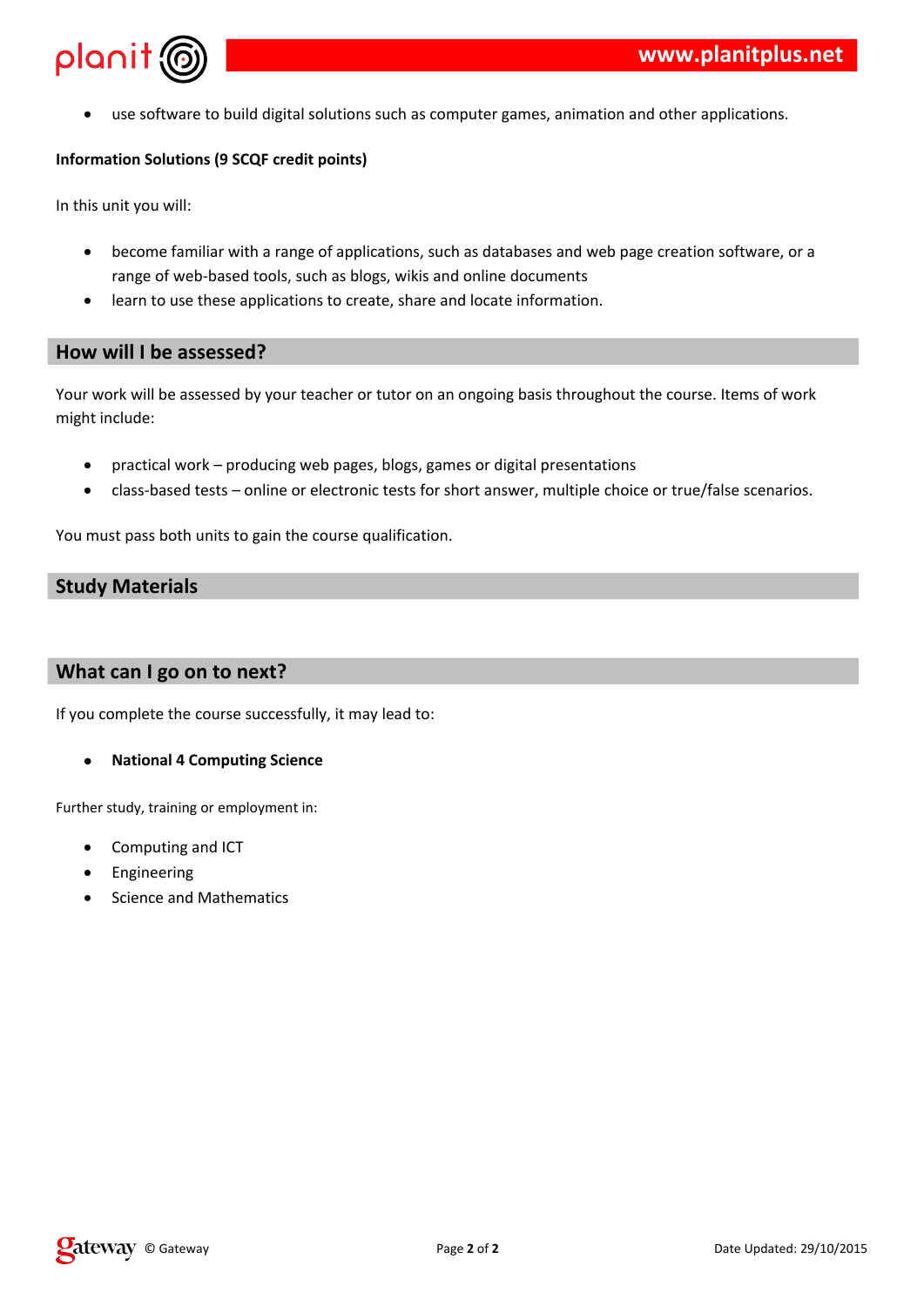- use software to build digital solutions such as computer games, animation and other applications.

**Information Solutions (9 SCQF credit points)**

In this unit you will:

- become familiar with a range of applications, such as databases and web page creation software, or a range of web-based tools, such as blogs, wikis and online documents
- learn to use these applications to create, share and locate information.

## How will I be assessed?

Your work will be assessed by your teacher or tutor on an ongoing basis throughout the course. Items of work might include:

- practical work – producing web pages, blogs, games or digital presentations
- class-based tests – online or electronic tests for short answer, multiple choice or true/false scenarios.

You must pass both units to gain the course qualification.

## Study Materials

## What can I go on to next?

If you complete the course successfully, it may lead to:

- **National 4 Computing Science**

Further study, training or employment in:

- Computing and ICT
- Engineering
- Science and Mathematics